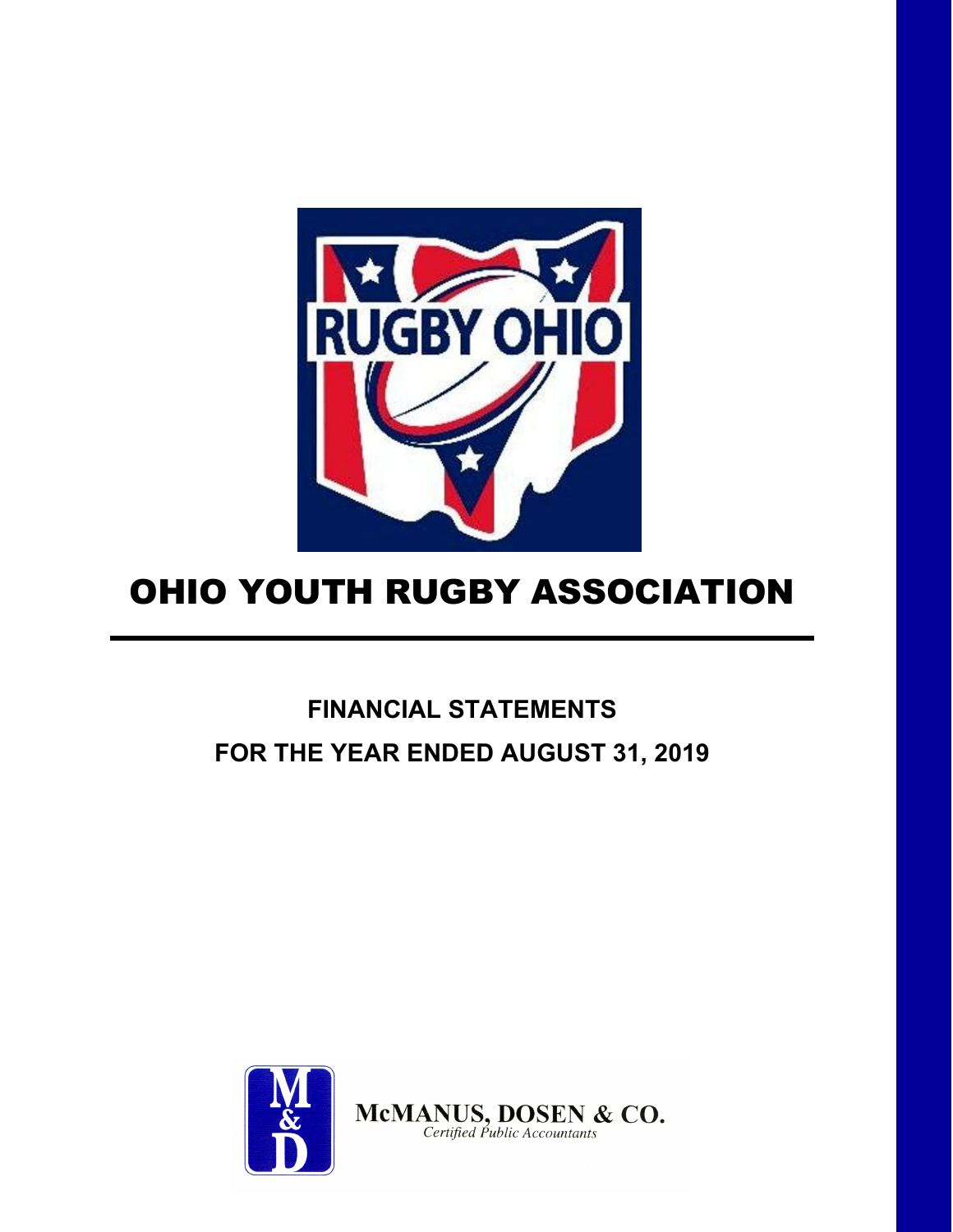# OHIO YOUTH RUGBY ASSOCIATION

## FINANCIAL STATEMENTS

## FOR THE YEAR ENDED AUGUST 31, 2019

McMANUS, DOSEN & CO.
*Certified Public Accountants*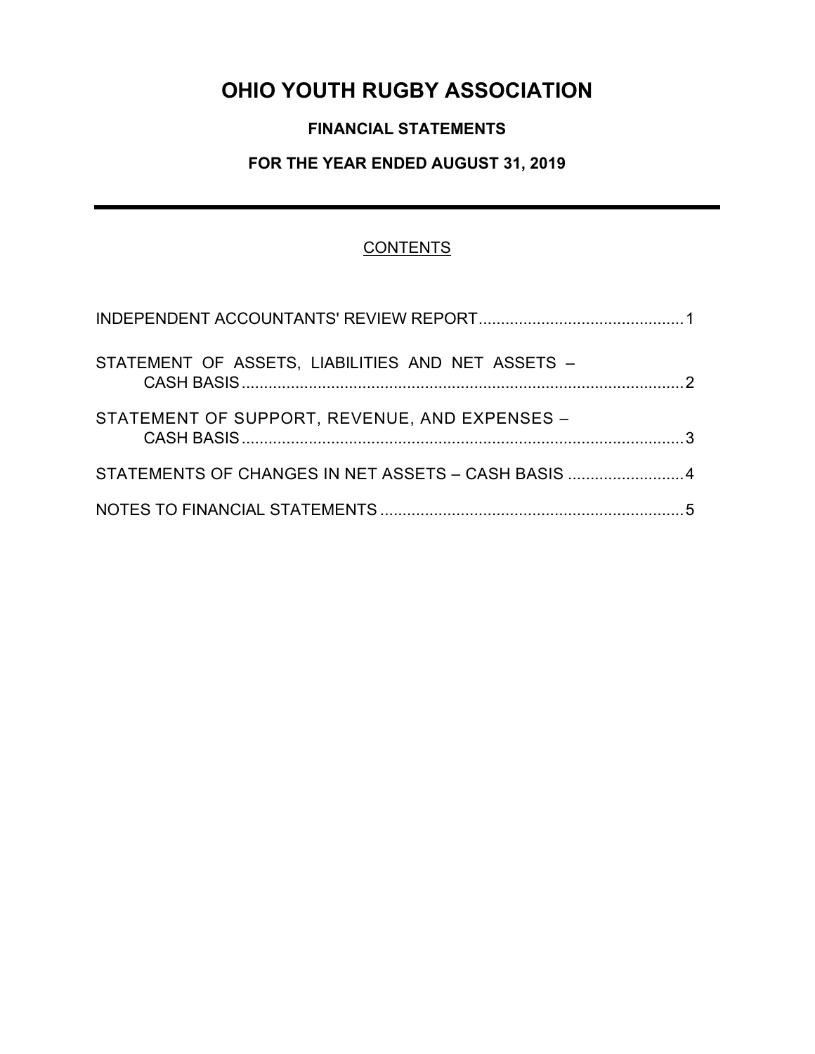# OHIO YOUTH RUGBY ASSOCIATION

### FINANCIAL STATEMENTS

### FOR THE YEAR ENDED AUGUST 31, 2019

---

CONTENTS

| | |
|---|---|
| INDEPENDENT ACCOUNTANTS' REVIEW REPORT | 1 |
| STATEMENT OF ASSETS, LIABILITIES AND NET ASSETS – CASH BASIS | 2 |
| STATEMENT OF SUPPORT, REVENUE, AND EXPENSES – CASH BASIS | 3 |
| STATEMENTS OF CHANGES IN NET ASSETS – CASH BASIS | 4 |
| NOTES TO FINANCIAL STATEMENTS | 5 |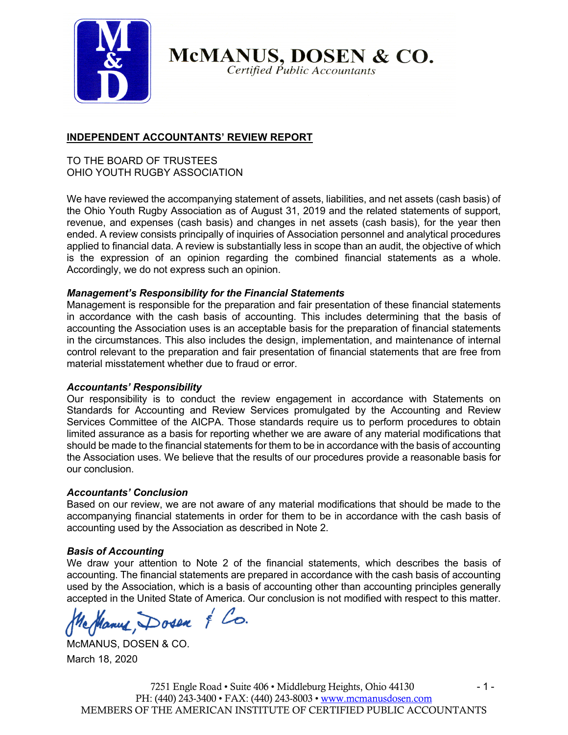# McMANUS, DOSEN & CO.

*Certified Public Accountants*

## INDEPENDENT ACCOUNTANTS' REVIEW REPORT

TO THE BOARD OF TRUSTEES
OHIO YOUTH RUGBY ASSOCIATION

We have reviewed the accompanying statement of assets, liabilities, and net assets (cash basis) of the Ohio Youth Rugby Association as of August 31, 2019 and the related statements of support, revenue, and expenses (cash basis) and changes in net assets (cash basis), for the year then ended. A review consists principally of inquiries of Association personnel and analytical procedures applied to financial data. A review is substantially less in scope than an audit, the objective of which is the expression of an opinion regarding the combined financial statements as a whole. Accordingly, we do not express such an opinion.

***Management's Responsibility for the Financial Statements***

Management is responsible for the preparation and fair presentation of these financial statements in accordance with the cash basis of accounting. This includes determining that the basis of accounting the Association uses is an acceptable basis for the preparation of financial statements in the circumstances. This also includes the design, implementation, and maintenance of internal control relevant to the preparation and fair presentation of financial statements that are free from material misstatement whether due to fraud or error.

***Accountants' Responsibility***

Our responsibility is to conduct the review engagement in accordance with Statements on Standards for Accounting and Review Services promulgated by the Accounting and Review Services Committee of the AICPA. Those standards require us to perform procedures to obtain limited assurance as a basis for reporting whether we are aware of any material modifications that should be made to the financial statements for them to be in accordance with the basis of accounting the Association uses. We believe that the results of our procedures provide a reasonable basis for our conclusion.

***Accountants' Conclusion***

Based on our review, we are not aware of any material modifications that should be made to the accompanying financial statements in order for them to be in accordance with the cash basis of accounting used by the Association as described in Note 2.

***Basis of Accounting***

We draw your attention to Note 2 of the financial statements, which describes the basis of accounting. The financial statements are prepared in accordance with the cash basis of accounting used by the Association, which is a basis of accounting other than accounting principles generally accepted in the United State of America. Our conclusion is not modified with respect to this matter.

McManus, Dosen & Co.

McMANUS, DOSEN & CO.
March 18, 2020

7251 Engle Road • Suite 406 • Middleburg Heights, Ohio 44130
PH: (440) 243-3400 • FAX: (440) 243-8003 • www.mcmanusdosen.com
MEMBERS OF THE AMERICAN INSTITUTE OF CERTIFIED PUBLIC ACCOUNTANTS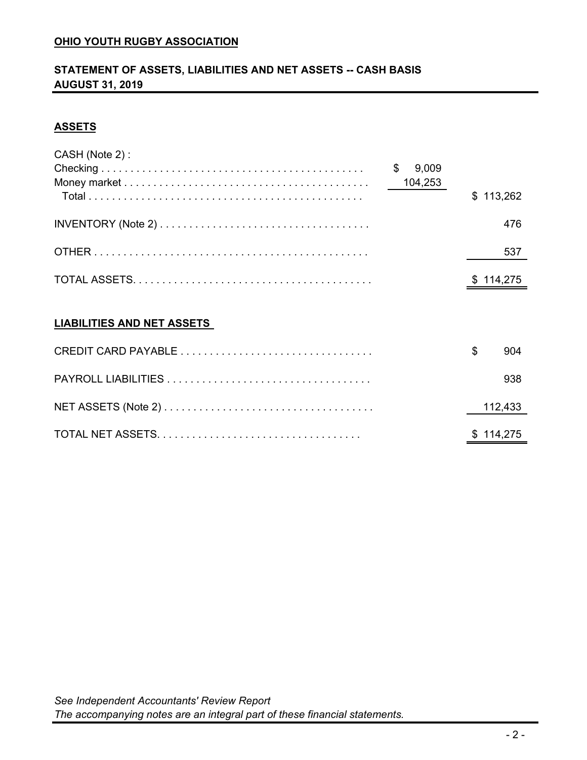**OHIO YOUTH RUGBY ASSOCIATION**

**STATEMENT OF ASSETS, LIABILITIES AND NET ASSETS -- CASH BASIS**
**AUGUST 31, 2019**

**ASSETS**

| | | |
|---|---|---|
| CASH (Note 2) : | | |
| Checking | $ 9,009 | |
| Money market | 104,253 | |
| Total | | $ 113,262 |
| INVENTORY (Note 2) | | 476 |
| OTHER | | 537 |
| TOTAL ASSETS | | $ 114,275 |

**LIABILITIES AND NET ASSETS**

| | |
|---|---|
| CREDIT CARD PAYABLE | $ 904 |
| PAYROLL LIABILITIES | 938 |
| NET ASSETS (Note 2) | 112,433 |
| TOTAL NET ASSETS | $ 114,275 |

*See Independent Accountants' Review Report*
*The accompanying notes are an integral part of these financial statements.*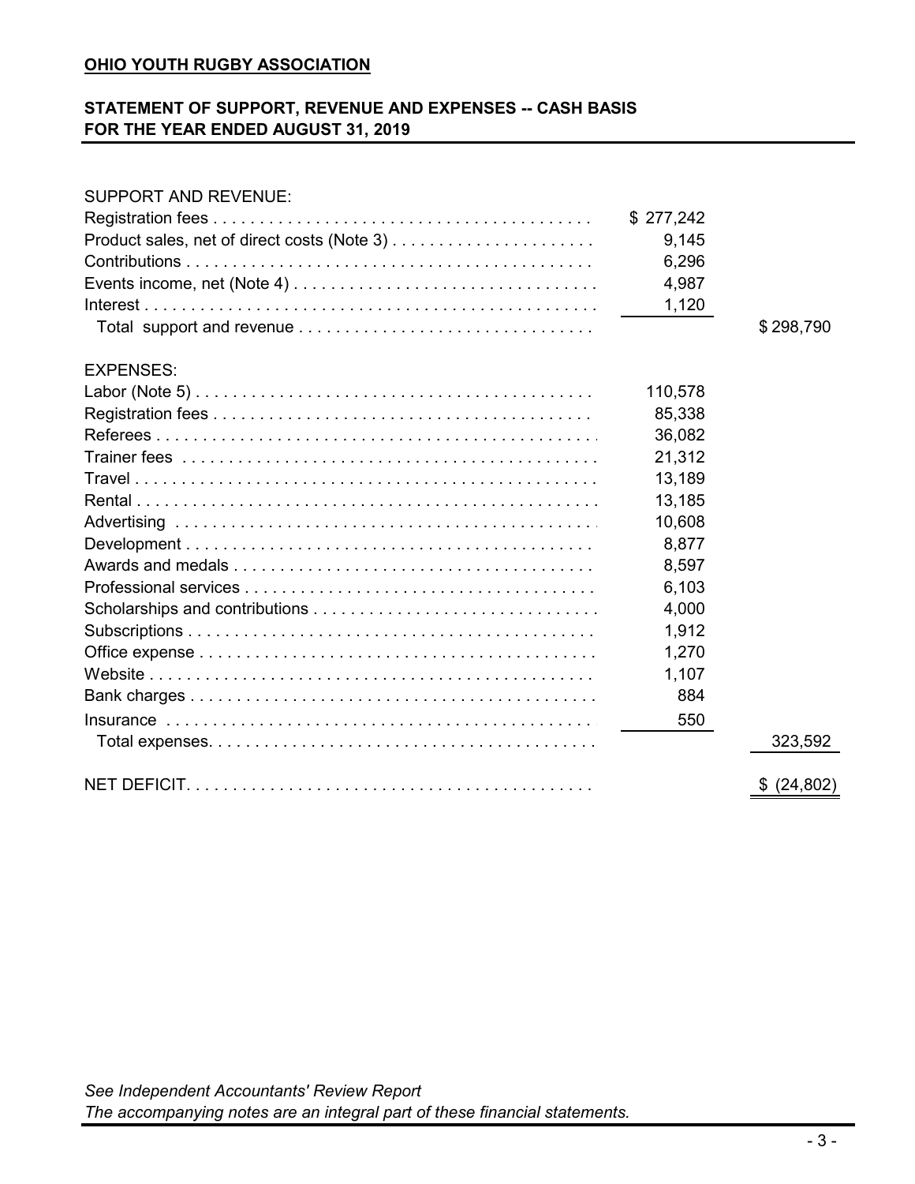**OHIO YOUTH RUGBY ASSOCIATION**

**STATEMENT OF SUPPORT, REVENUE AND EXPENSES -- CASH BASIS**
**FOR THE YEAR ENDED AUGUST 31, 2019**

| | | |
|---|---|---|
| SUPPORT AND REVENUE: | | |
| Registration fees | $ 277,242 | |
| Product sales, net of direct costs (Note 3) | 9,145 | |
| Contributions | 6,296 | |
| Events income, net (Note 4) | 4,987 | |
| Interest | 1,120 | |
| Total support and revenue | | $ 298,790 |
| EXPENSES: | | |
| Labor (Note 5) | 110,578 | |
| Registration fees | 85,338 | |
| Referees | 36,082 | |
| Trainer fees | 21,312 | |
| Travel | 13,189 | |
| Rental | 13,185 | |
| Advertising | 10,608 | |
| Development | 8,877 | |
| Awards and medals | 8,597 | |
| Professional services | 6,103 | |
| Scholarships and contributions | 4,000 | |
| Subscriptions | 1,912 | |
| Office expense | 1,270 | |
| Website | 1,107 | |
| Bank charges | 884 | |
| Insurance | 550 | |
| Total expenses | | 323,592 |
| NET DEFICIT | | $ (24,802) |

*See Independent Accountants' Review Report*
*The accompanying notes are an integral part of these financial statements.*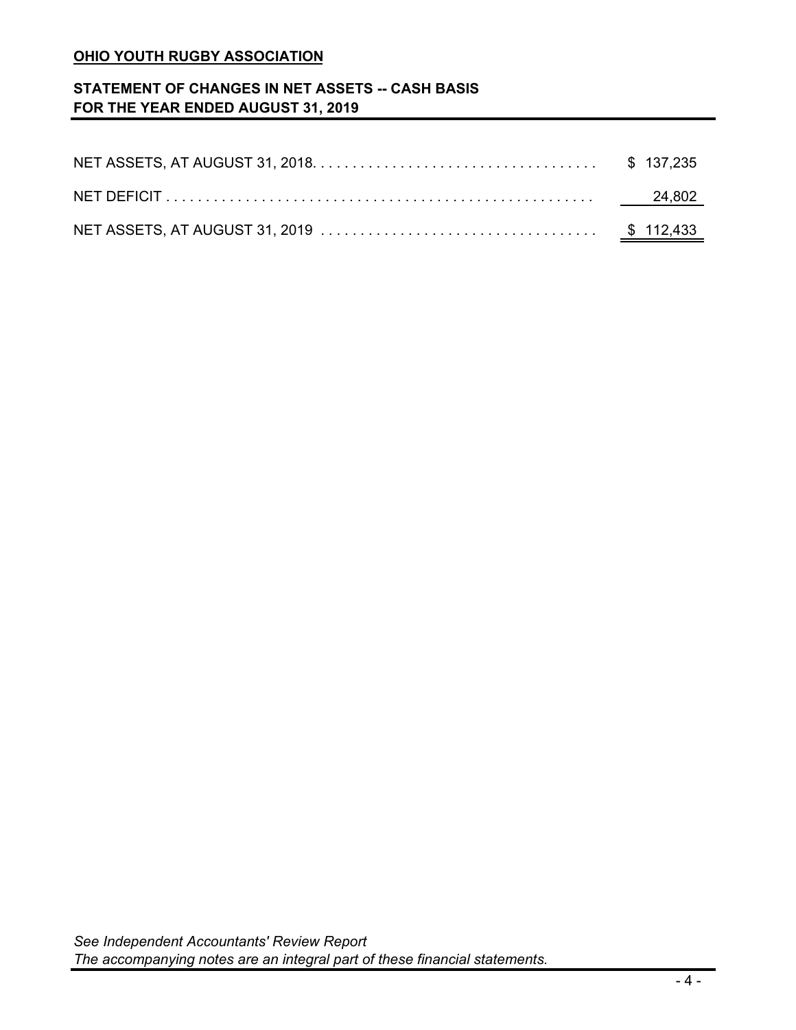**OHIO YOUTH RUGBY ASSOCIATION**

**STATEMENT OF CHANGES IN NET ASSETS -- CASH BASIS**
**FOR THE YEAR ENDED AUGUST 31, 2019**

| | |
|---|---|
| NET ASSETS, AT AUGUST 31, 2018. . . . . . . . . . . . . . . . . . . . . . . . . . . . . . . . . . . | $ 137,235 |
| NET DEFICIT . . . . . . . . . . . . . . . . . . . . . . . . . . . . . . . . . . . . . . . . . . . . . . . . . . . . . | 24,802 |
| NET ASSETS, AT AUGUST 31, 2019 . . . . . . . . . . . . . . . . . . . . . . . . . . . . . . . . . . | $ 112,433 |

*See Independent Accountants' Review Report*
*The accompanying notes are an integral part of these financial statements.*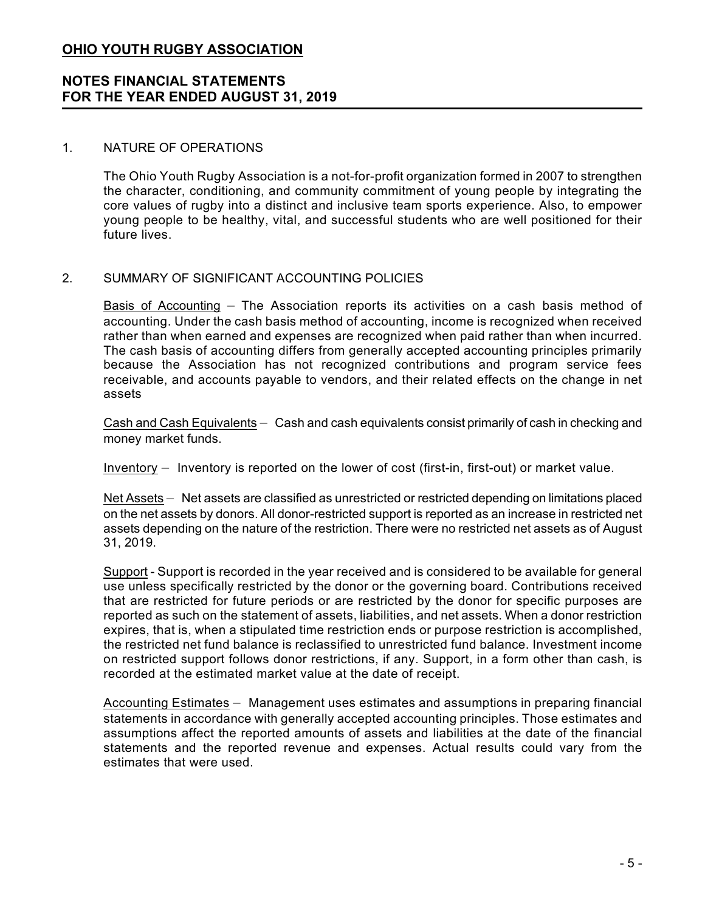# OHIO YOUTH RUGBY ASSOCIATION

## NOTES FINANCIAL STATEMENTS
## FOR THE YEAR ENDED AUGUST 31, 2019

1. NATURE OF OPERATIONS

The Ohio Youth Rugby Association is a not-for-profit organization formed in 2007 to strengthen the character, conditioning, and community commitment of young people by integrating the core values of rugby into a distinct and inclusive team sports experience. Also, to empower young people to be healthy, vital, and successful students who are well positioned for their future lives.

2. SUMMARY OF SIGNIFICANT ACCOUNTING POLICIES

Basis of Accounting – The Association reports its activities on a cash basis method of accounting. Under the cash basis method of accounting, income is recognized when received rather than when earned and expenses are recognized when paid rather than when incurred. The cash basis of accounting differs from generally accepted accounting principles primarily because the Association has not recognized contributions and program service fees receivable, and accounts payable to vendors, and their related effects on the change in net assets

Cash and Cash Equivalents – Cash and cash equivalents consist primarily of cash in checking and money market funds.

Inventory – Inventory is reported on the lower of cost (first-in, first-out) or market value.

Net Assets – Net assets are classified as unrestricted or restricted depending on limitations placed on the net assets by donors. All donor-restricted support is reported as an increase in restricted net assets depending on the nature of the restriction. There were no restricted net assets as of August 31, 2019.

Support - Support is recorded in the year received and is considered to be available for general use unless specifically restricted by the donor or the governing board. Contributions received that are restricted for future periods or are restricted by the donor for specific purposes are reported as such on the statement of assets, liabilities, and net assets. When a donor restriction expires, that is, when a stipulated time restriction ends or purpose restriction is accomplished, the restricted net fund balance is reclassified to unrestricted fund balance. Investment income on restricted support follows donor restrictions, if any. Support, in a form other than cash, is recorded at the estimated market value at the date of receipt.

Accounting Estimates – Management uses estimates and assumptions in preparing financial statements in accordance with generally accepted accounting principles. Those estimates and assumptions affect the reported amounts of assets and liabilities at the date of the financial statements and the reported revenue and expenses. Actual results could vary from the estimates that were used.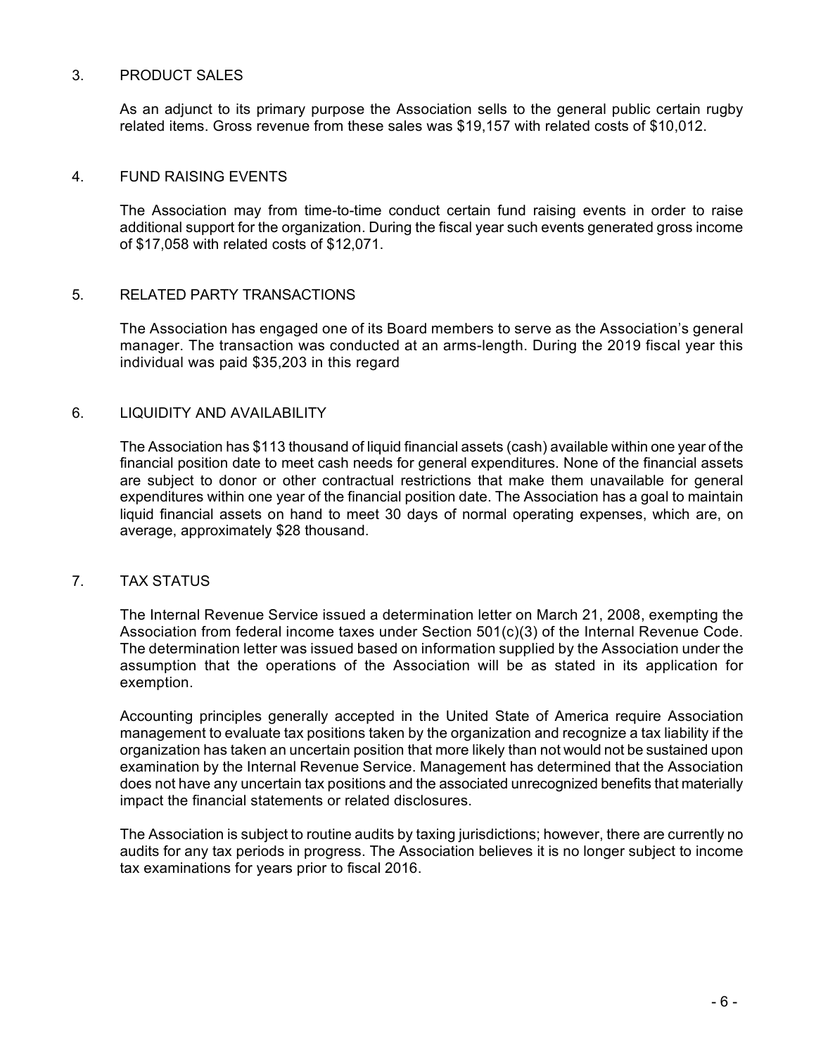## 3. PRODUCT SALES

As an adjunct to its primary purpose the Association sells to the general public certain rugby related items. Gross revenue from these sales was $19,157 with related costs of $10,012.

## 4. FUND RAISING EVENTS

The Association may from time-to-time conduct certain fund raising events in order to raise additional support for the organization. During the fiscal year such events generated gross income of $17,058 with related costs of $12,071.

## 5. RELATED PARTY TRANSACTIONS

The Association has engaged one of its Board members to serve as the Association's general manager. The transaction was conducted at an arms-length. During the 2019 fiscal year this individual was paid $35,203 in this regard

## 6. LIQUIDITY AND AVAILABILITY

The Association has $113 thousand of liquid financial assets (cash) available within one year of the financial position date to meet cash needs for general expenditures. None of the financial assets are subject to donor or other contractual restrictions that make them unavailable for general expenditures within one year of the financial position date. The Association has a goal to maintain liquid financial assets on hand to meet 30 days of normal operating expenses, which are, on average, approximately $28 thousand.

## 7. TAX STATUS

The Internal Revenue Service issued a determination letter on March 21, 2008, exempting the Association from federal income taxes under Section 501(c)(3) of the Internal Revenue Code. The determination letter was issued based on information supplied by the Association under the assumption that the operations of the Association will be as stated in its application for exemption.

Accounting principles generally accepted in the United State of America require Association management to evaluate tax positions taken by the organization and recognize a tax liability if the organization has taken an uncertain position that more likely than not would not be sustained upon examination by the Internal Revenue Service. Management has determined that the Association does not have any uncertain tax positions and the associated unrecognized benefits that materially impact the financial statements or related disclosures.

The Association is subject to routine audits by taxing jurisdictions; however, there are currently no audits for any tax periods in progress. The Association believes it is no longer subject to income tax examinations for years prior to fiscal 2016.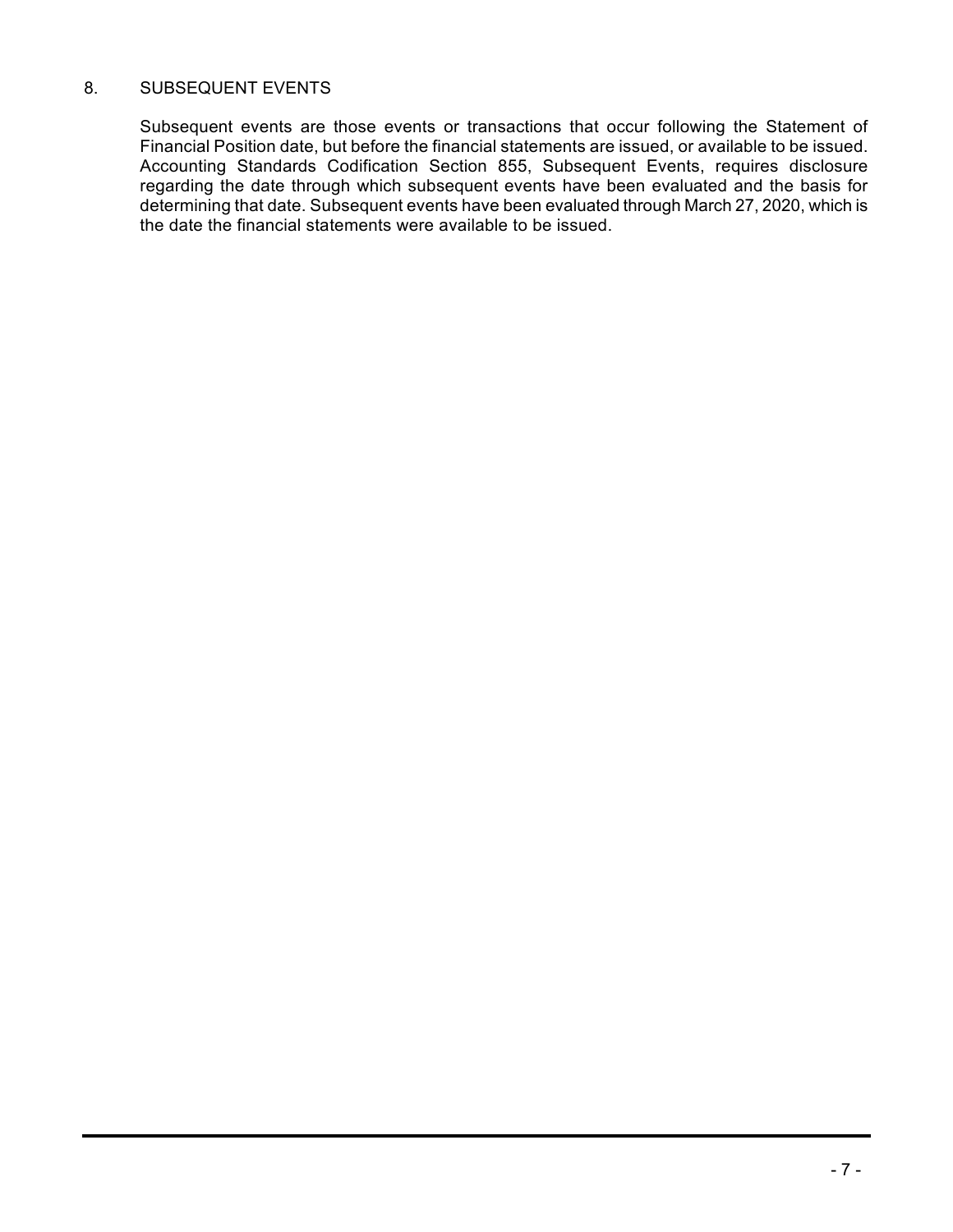## 8. SUBSEQUENT EVENTS

Subsequent events are those events or transactions that occur following the Statement of Financial Position date, but before the financial statements are issued, or available to be issued. Accounting Standards Codification Section 855, Subsequent Events, requires disclosure regarding the date through which subsequent events have been evaluated and the basis for determining that date. Subsequent events have been evaluated through March 27, 2020, which is the date the financial statements were available to be issued.